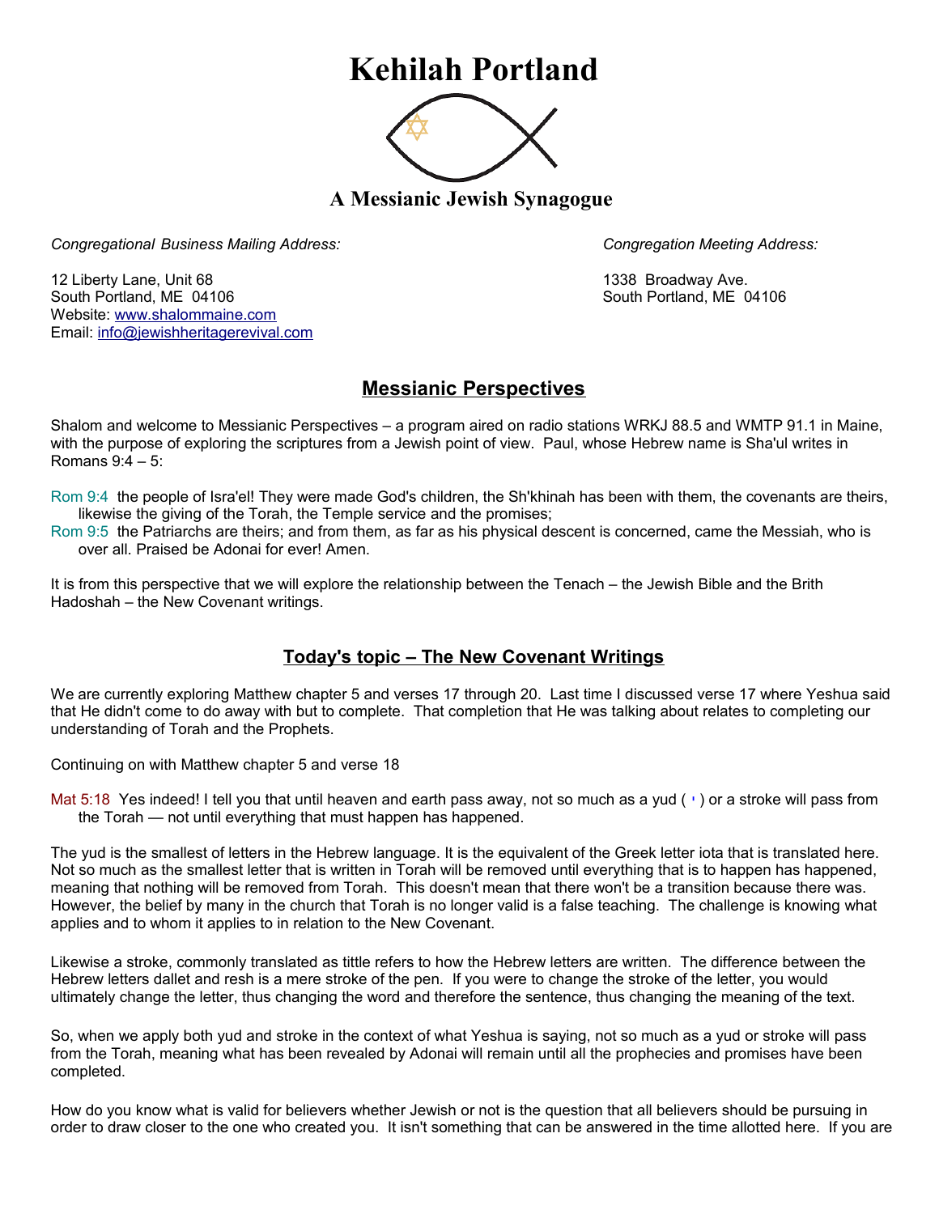# Kehilah Portland

**A Messianic Jewish Synagogue**

*Congregational Business Mailing Address:*

12 Liberty Lane, Unit 68
South Portland, ME 04106
Website: www.shalommaine.com
Email: info@jewishheritagerevival.com

*Congregation Meeting Address:*

1338 Broadway Ave.
South Portland, ME 04106

## Messianic Perspectives

Shalom and welcome to Messianic Perspectives – a program aired on radio stations WRKJ 88.5 and WMTP 91.1 in Maine, with the purpose of exploring the scriptures from a Jewish point of view. Paul, whose Hebrew name is Sha'ul writes in Romans 9:4 – 5:

Rom 9:4 the people of Isra'el! They were made God's children, the Sh'khinah has been with them, the covenants are theirs, likewise the giving of the Torah, the Temple service and the promises;
Rom 9:5 the Patriarchs are theirs; and from them, as far as his physical descent is concerned, came the Messiah, who is over all. Praised be Adonai for ever! Amen.

It is from this perspective that we will explore the relationship between the Tenach – the Jewish Bible and the Brith Hadoshah – the New Covenant writings.

## Today's topic – The New Covenant Writings

We are currently exploring Matthew chapter 5 and verses 17 through 20. Last time I discussed verse 17 where Yeshua said that He didn't come to do away with but to complete. That completion that He was talking about relates to completing our understanding of Torah and the Prophets.

Continuing on with Matthew chapter 5 and verse 18

Mat 5:18 Yes indeed! I tell you that until heaven and earth pass away, not so much as a yud ( י ) or a stroke will pass from the Torah — not until everything that must happen has happened.

The yud is the smallest of letters in the Hebrew language. It is the equivalent of the Greek letter iota that is translated here. Not so much as the smallest letter that is written in Torah will be removed until everything that is to happen has happened, meaning that nothing will be removed from Torah. This doesn't mean that there won't be a transition because there was. However, the belief by many in the church that Torah is no longer valid is a false teaching. The challenge is knowing what applies and to whom it applies to in relation to the New Covenant.

Likewise a stroke, commonly translated as tittle refers to how the Hebrew letters are written. The difference between the Hebrew letters dallet and resh is a mere stroke of the pen. If you were to change the stroke of the letter, you would ultimately change the letter, thus changing the word and therefore the sentence, thus changing the meaning of the text.

So, when we apply both yud and stroke in the context of what Yeshua is saying, not so much as a yud or stroke will pass from the Torah, meaning what has been revealed by Adonai will remain until all the prophecies and promises have been completed.

How do you know what is valid for believers whether Jewish or not is the question that all believers should be pursuing in order to draw closer to the one who created you. It isn't something that can be answered in the time allotted here. If you are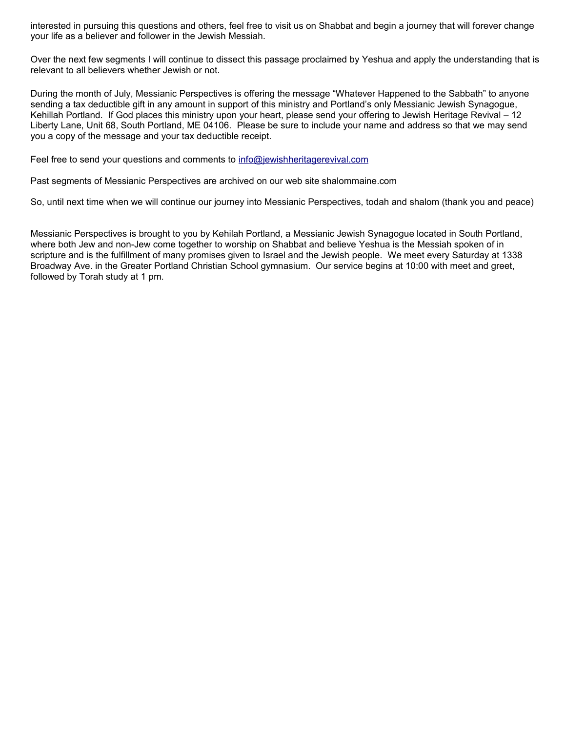interested in pursuing this questions and others, feel free to visit us on Shabbat and begin a journey that will forever change your life as a believer and follower in the Jewish Messiah.

Over the next few segments I will continue to dissect this passage proclaimed by Yeshua and apply the understanding that is relevant to all believers whether Jewish or not.

During the month of July, Messianic Perspectives is offering the message “Whatever Happened to the Sabbath” to anyone sending a tax deductible gift in any amount in support of this ministry and Portland’s only Messianic Jewish Synagogue, Kehillah Portland. If God places this ministry upon your heart, please send your offering to Jewish Heritage Revival – 12 Liberty Lane, Unit 68, South Portland, ME 04106. Please be sure to include your name and address so that we may send you a copy of the message and your tax deductible receipt.

Feel free to send your questions and comments to info@jewishheritagerevival.com

Past segments of Messianic Perspectives are archived on our web site shalommaine.com

So, until next time when we will continue our journey into Messianic Perspectives, todah and shalom (thank you and peace)

Messianic Perspectives is brought to you by Kehilah Portland, a Messianic Jewish Synagogue located in South Portland, where both Jew and non-Jew come together to worship on Shabbat and believe Yeshua is the Messiah spoken of in scripture and is the fulfillment of many promises given to Israel and the Jewish people. We meet every Saturday at 1338 Broadway Ave. in the Greater Portland Christian School gymnasium. Our service begins at 10:00 with meet and greet, followed by Torah study at 1 pm.